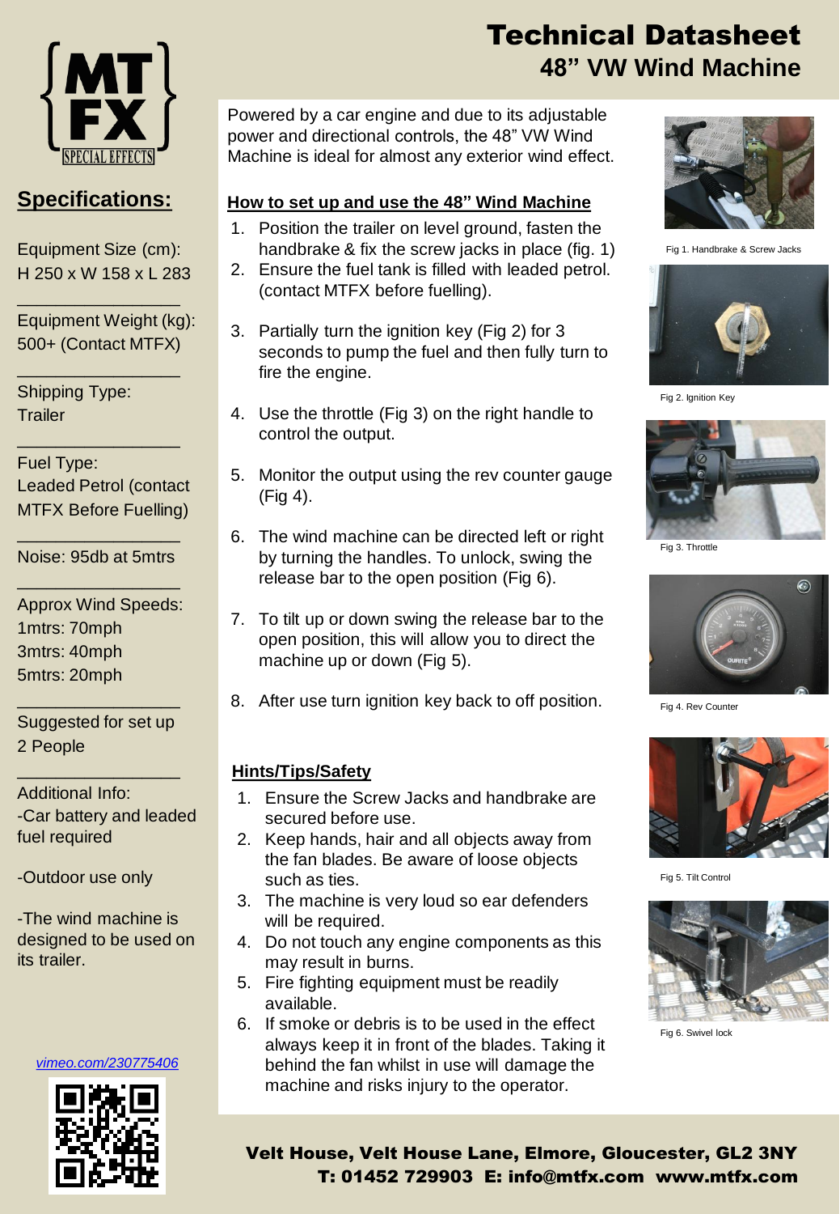# Technical Datasheet
## 48" VW Wind Machine

MTFX SPECIAL EFFECTS

## Specifications:

Equipment Size (cm):
H 250 x W 158 x L 283

Equipment Weight (kg):
500+ (Contact MTFX)

Shipping Type:
Trailer

Fuel Type:
Leaded Petrol (contact MTFX Before Fuelling)

Noise: 95db at 5mtrs

Approx Wind Speeds:
1mtrs: 70mph
3mtrs: 40mph
5mtrs: 20mph

Suggested for set up
2 People

Additional Info:
-Car battery and leaded fuel required

-Outdoor use only

-The wind machine is designed to be used on its trailer.

*vimeo.com/230775406*

Powered by a car engine and due to its adjustable power and directional controls, the 48" VW Wind Machine is ideal for almost any exterior wind effect.

### How to set up and use the 48" Wind Machine

1. Position the trailer on level ground, fasten the handbrake & fix the screw jacks in place (fig. 1)
2. Ensure the fuel tank is filled with leaded petrol. (contact MTFX before fuelling).
3. Partially turn the ignition key (Fig 2) for 3 seconds to pump the fuel and then fully turn to fire the engine.
4. Use the throttle (Fig 3) on the right handle to control the output.
5. Monitor the output using the rev counter gauge (Fig 4).
6. The wind machine can be directed left or right by turning the handles. To unlock, swing the release bar to the open position (Fig 6).
7. To tilt up or down swing the release bar to the open position, this will allow you to direct the machine up or down (Fig 5).
8. After use turn ignition key back to off position.

### Hints/Tips/Safety

1. Ensure the Screw Jacks and handbrake are secured before use.
2. Keep hands, hair and all objects away from the fan blades. Be aware of loose objects such as ties.
3. The machine is very loud so ear defenders will be required.
4. Do not touch any engine components as this may result in burns.
5. Fire fighting equipment must be readily available.
6. If smoke or debris is to be used in the effect always keep it in front of the blades. Taking it behind the fan whilst in use will damage the machine and risks injury to the operator.

Fig 1. Handbrake & Screw Jacks

Fig 2. Ignition Key

Fig 3. Throttle

Fig 4. Rev Counter

Fig 5. Tilt Control

Fig 6. Swivel lock

**Velt House, Velt House Lane, Elmore, Gloucester, GL2 3NY**
**T: 01452 729903 E: info@mtfx.com www.mtfx.com**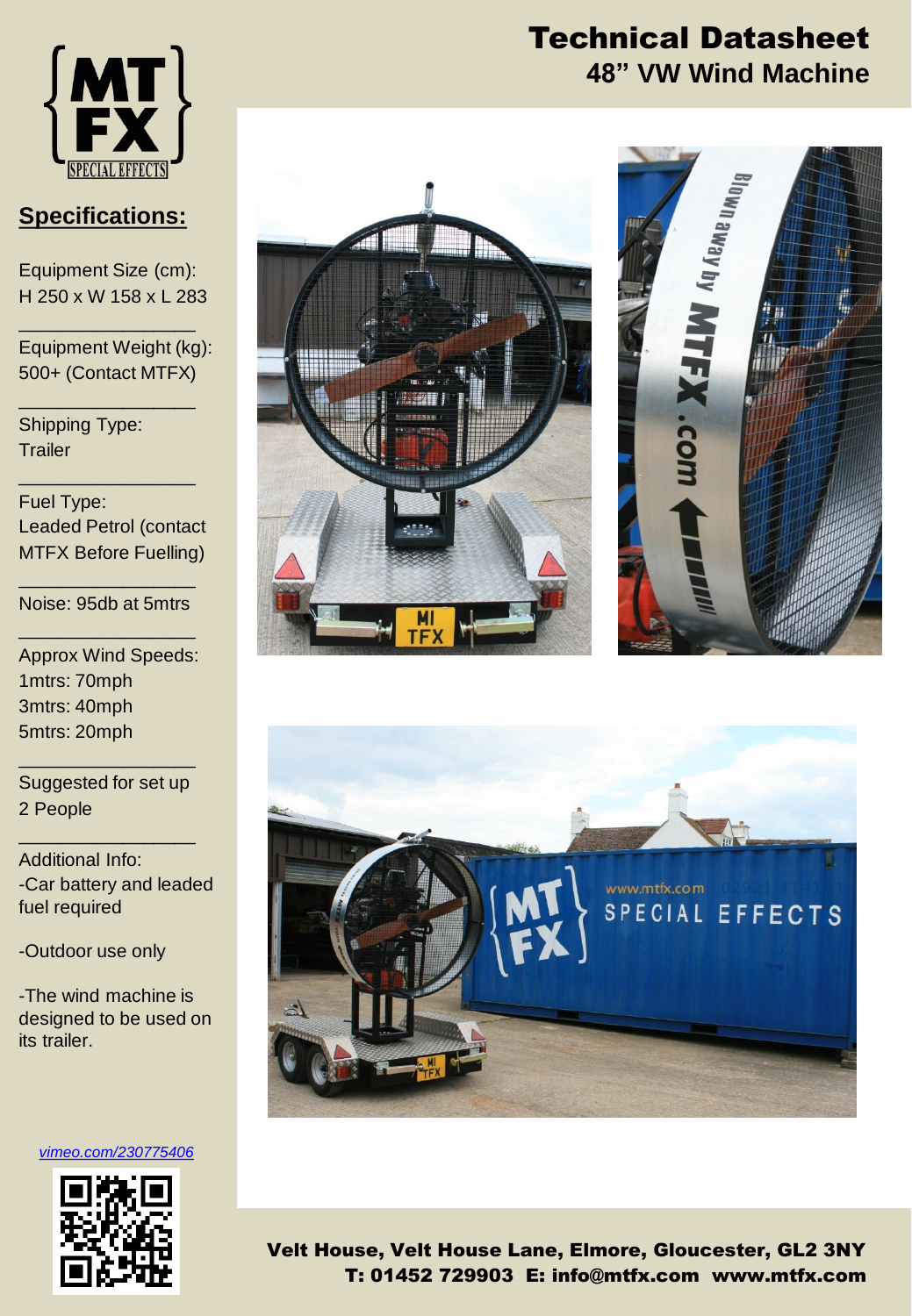# Technical Datasheet

## 48” VW Wind Machine

## Specifications:

Equipment Size (cm):
H 250 x W 158 x L 283

Equipment Weight (kg):
500+ (Contact MTFX)

Shipping Type:
Trailer

Fuel Type:
Leaded Petrol (contact MTFX Before Fuelling)

Noise: 95db at 5mtrs

Approx Wind Speeds:
1mtrs: 70mph
3mtrs: 40mph
5mtrs: 20mph

Suggested for set up
2 People

Additional Info:
-Car battery and leaded fuel required

-Outdoor use only

-The wind machine is designed to be used on its trailer.

*vimeo.com/230775406*

**Velt House, Velt House Lane, Elmore, Gloucester, GL2 3NY**
**T: 01452 729903 E: info@mtfx.com www.mtfx.com**